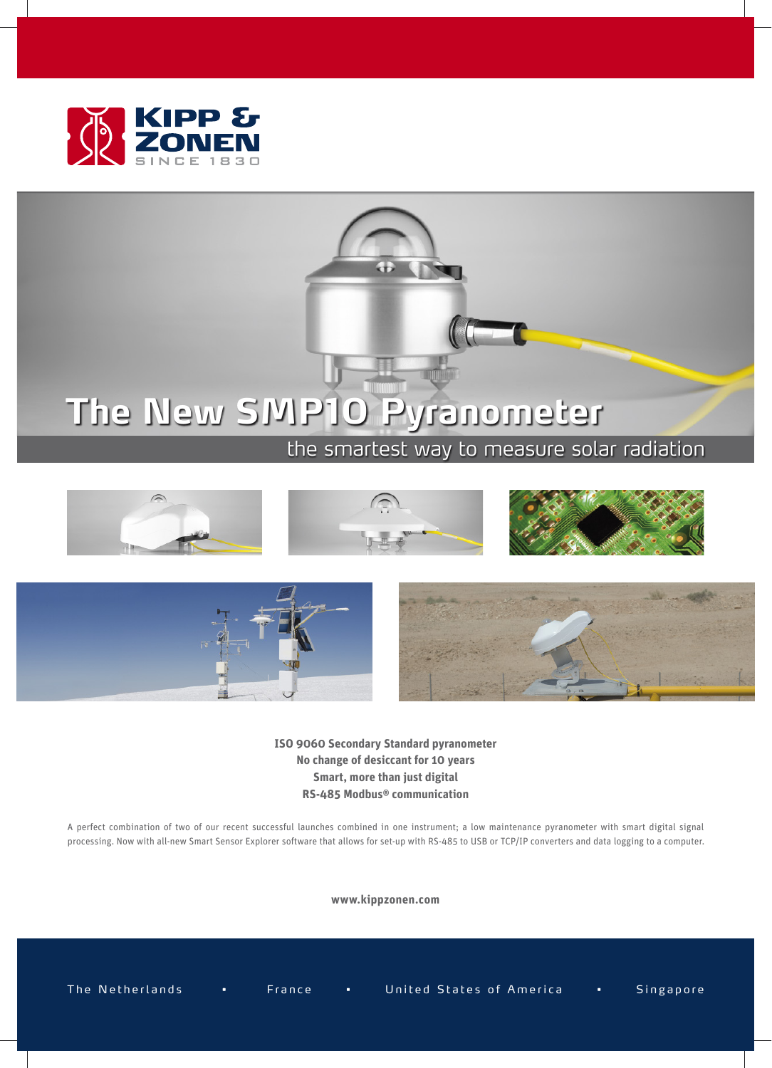KIPP & ZONEN

SINCE 1830

# The New SMP10 Pyranometer

## the smartest way to measure solar radiation

**ISO 9060 Secondary Standard pyranometer**
**No change of desiccant for 10 years**
**Smart, more than just digital**
**RS-485 Modbus® communication**

A perfect combination of two of our recent successful launches combined in one instrument; a low maintenance pyranometer with smart digital signal processing. Now with all-new Smart Sensor Explorer software that allows for set-up with RS-485 to USB or TCP/IP converters and data logging to a computer.

**www.kippzonen.com**

The Netherlands ▪ France ▪ United States of America ▪ Singapore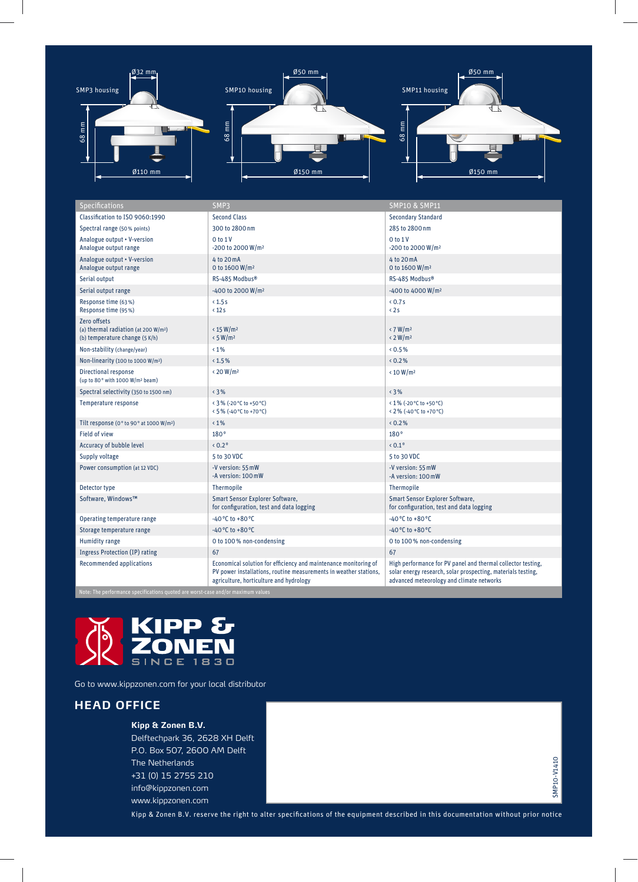SMP3 housing

Ø32 mm

68 mm

Ø110 mm

SMP10 housing

Ø50 mm

68 mm

Ø150 mm

SMP11 housing

Ø50 mm

68 mm

Ø150 mm

| Specifications | SMP3 | SMP10 & SMP11 |
|---|---|---|
| Classification to ISO 9060:1990 | Second Class | Secondary Standard |
| Spectral range (50 % points) | 300 to 2800 nm | 285 to 2800 nm |
| Analogue output • V-version<br>Analogue output range | 0 to 1 V<br>-200 to 2000 W/m² | 0 to 1 V<br>-200 to 2000 W/m² |
| Analogue output • V-version<br>Analogue output range | 4 to 20 mA<br>0 to 1600 W/m² | 4 to 20 mA<br>0 to 1600 W/m² |
| Serial output | RS-485 Modbus® | RS-485 Modbus® |
| Serial output range | -400 to 2000 W/m² | -400 to 4000 W/m² |
| Response time (63 %)<br>Response time (95 %) | < 1.5 s<br>< 12 s | < 0.7 s<br>< 2 s |
| Zero offsets<br>(a) thermal radiation (at 200 W/m²)<br>(b) temperature change (5 K/h) | <br>< 15 W/m²<br>< 5 W/m² | <br>< 7 W/m²<br>< 2 W/m² |
| Non-stability (change/year) | < 1 % | < 0.5 % |
| Non-linearity (100 to 1000 W/m²) | < 1.5 % | < 0.2 % |
| Directional response<br>(up to 80 ° with 1000 W/m² beam) | < 20 W/m² | < 10 W/m² |
| Spectral selectivity (350 to 1500 nm) | < 3 % | < 3 % |
| Temperature response | < 3 % (-20 °C to +50 °C)<br>< 5 % (-40 °C to +70 °C) | < 1 % (-20 °C to +50 °C)<br>< 2 % (-40 °C to +70 °C) |
| Tilt response (0 ° to 90 ° at 1000 W/m²) | < 1 % | < 0.2 % |
| Field of view | 180 ° | 180 ° |
| Accuracy of bubble level | < 0.2 ° | < 0.1 ° |
| Supply voltage | 5 to 30 VDC | 5 to 30 VDC |
| Power consumption (at 12 VDC) | -V version: 55 mW<br>-A version: 100 mW | -V version: 55 mW<br>-A version: 100 mW |
| Detector type | Thermopile | Thermopile |
| Software, Windows™ | Smart Sensor Explorer Software,<br>for configuration, test and data logging | Smart Sensor Explorer Software,<br>for configuration, test and data logging |
| Operating temperature range | -40 °C to +80 °C | -40 °C to +80 °C |
| Storage temperature range | -40 °C to +80 °C | -40 °C to +80 °C |
| Humidity range | 0 to 100 % non-condensing | 0 to 100 % non-condensing |
| Ingress Protection (IP) rating | 67 | 67 |
| Recommended applications | Economical solution for efficiency and maintenance monitoring of PV power installations, routine measurements in weather stations, agriculture, horticulture and hydrology | High performance for PV panel and thermal collector testing, solar energy research, solar prospecting, materials testing, advanced meteorology and climate networks |

Note: The performance specifications quoted are worst-case and/or maximum values

KIPP & ZONEN
SINCE 1830

Go to www.kippzonen.com for your local distributor

## HEAD OFFICE

**Kipp & Zonen B.V.**
Delftechpark 36, 2628 XH Delft
P.O. Box 507, 2600 AM Delft
The Netherlands
+31 (0) 15 2755 210
info@kippzonen.com
www.kippzonen.com

SMP10-V1410

Kipp & Zonen B.V. reserve the right to alter specifications of the equipment described in this documentation without prior notice